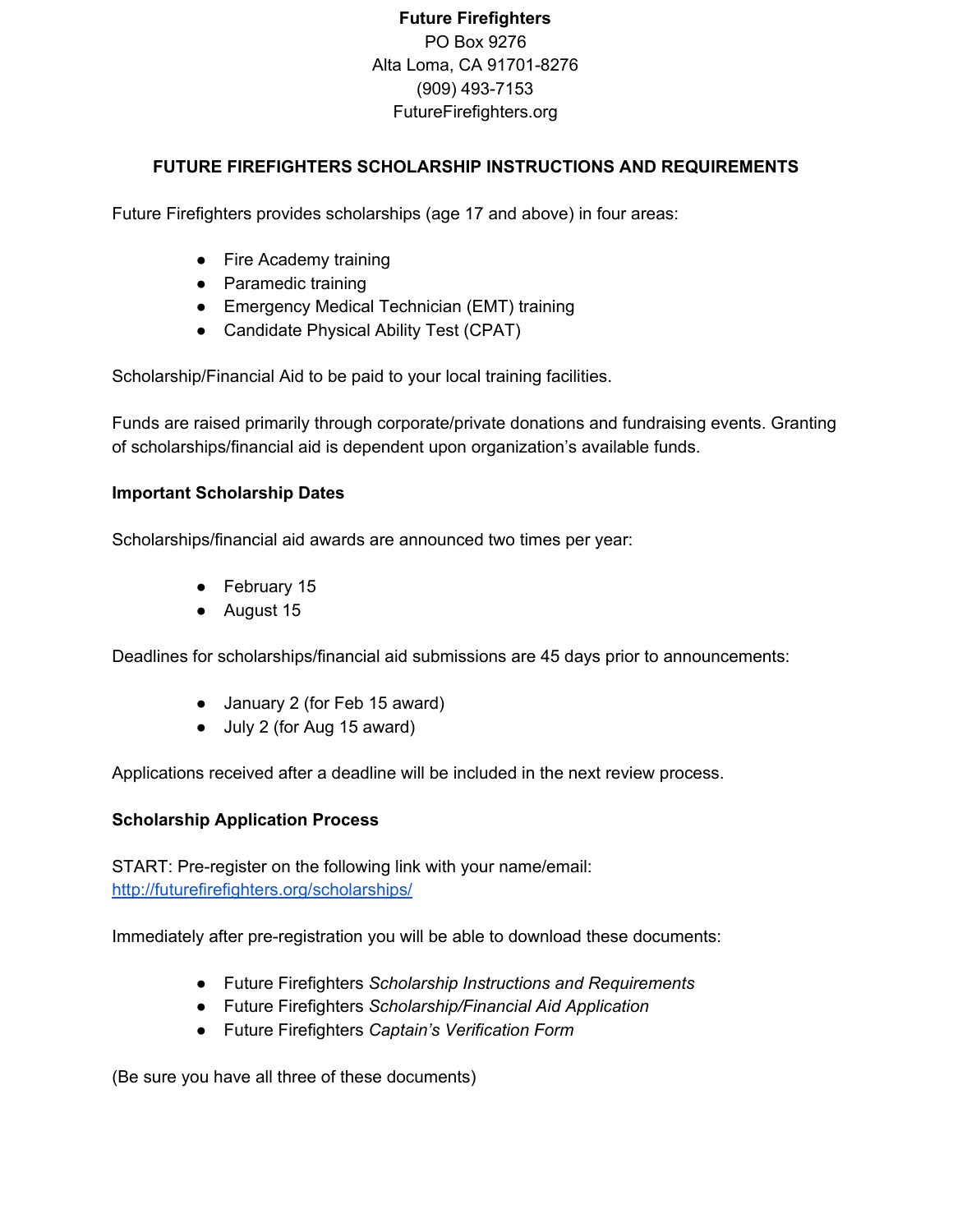**Future Firefighters**
PO Box 9276
Alta Loma, CA 91701-8276
(909) 493-7153
FutureFirefighters.org

## FUTURE FIREFIGHTERS SCHOLARSHIP INSTRUCTIONS AND REQUIREMENTS

Future Firefighters provides scholarships (age 17 and above) in four areas:

- Fire Academy training
- Paramedic training
- Emergency Medical Technician (EMT) training
- Candidate Physical Ability Test (CPAT)

Scholarship/Financial Aid to be paid to your local training facilities.

Funds are raised primarily through corporate/private donations and fundraising events. Granting of scholarships/financial aid is dependent upon organization's available funds.

### Important Scholarship Dates

Scholarships/financial aid awards are announced two times per year:

- February 15
- August 15

Deadlines for scholarships/financial aid submissions are 45 days prior to announcements:

- January 2 (for Feb 15 award)
- July 2 (for Aug 15 award)

Applications received after a deadline will be included in the next review process.

### Scholarship Application Process

START: Pre-register on the following link with your name/email:
http://futurefirefighters.org/scholarships/

Immediately after pre-registration you will be able to download these documents:

- Future Firefighters *Scholarship Instructions and Requirements*
- Future Firefighters *Scholarship/Financial Aid Application*
- Future Firefighters *Captain's Verification Form*

(Be sure you have all three of these documents)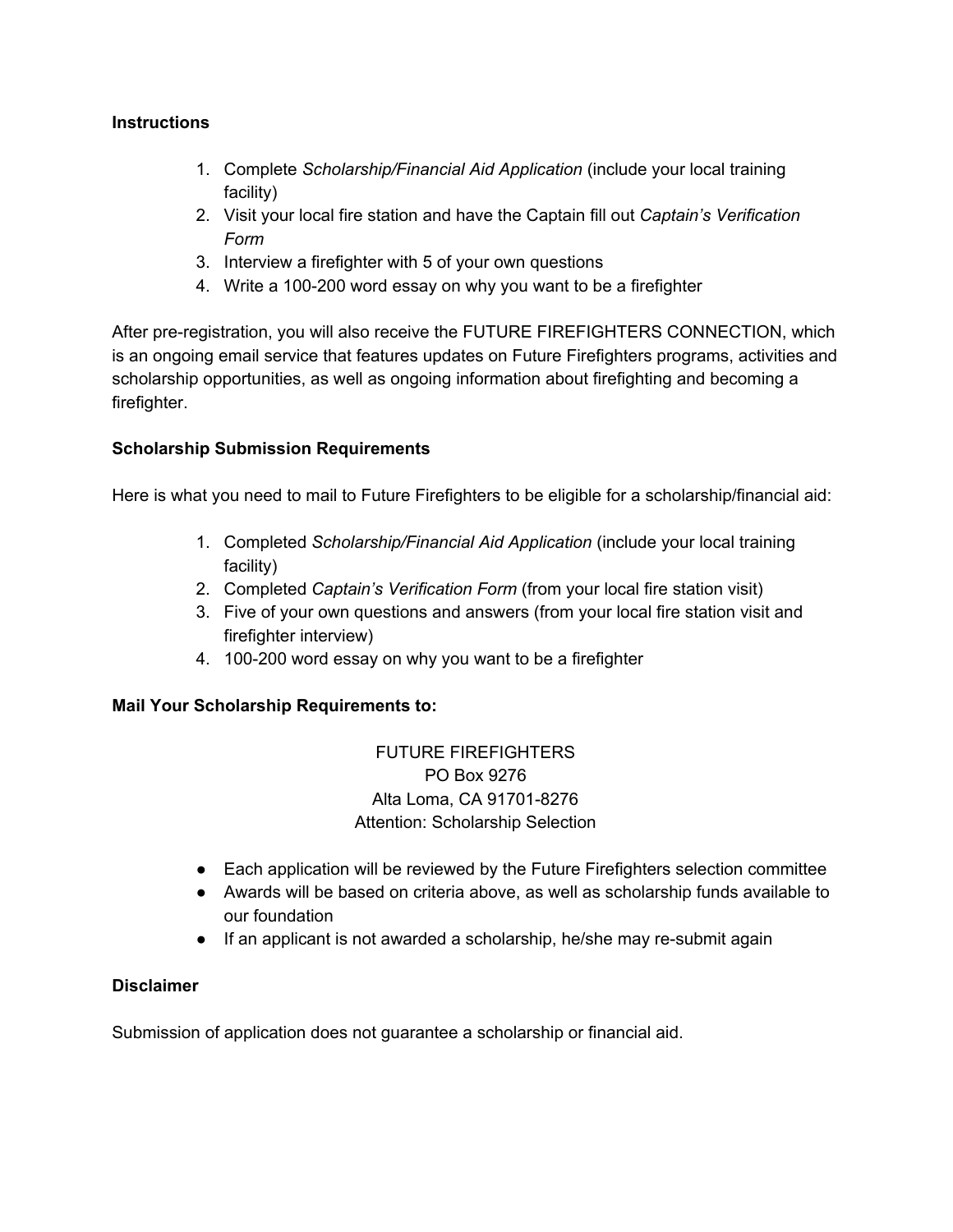**Instructions**

1. Complete *Scholarship/Financial Aid Application* (include your local training facility)
2. Visit your local fire station and have the Captain fill out *Captain's Verification Form*
3. Interview a firefighter with 5 of your own questions
4. Write a 100-200 word essay on why you want to be a firefighter

After pre-registration, you will also receive the FUTURE FIREFIGHTERS CONNECTION, which is an ongoing email service that features updates on Future Firefighters programs, activities and scholarship opportunities, as well as ongoing information about firefighting and becoming a firefighter.

**Scholarship Submission Requirements**

Here is what you need to mail to Future Firefighters to be eligible for a scholarship/financial aid:

1. Completed *Scholarship/Financial Aid Application* (include your local training facility)
2. Completed *Captain's Verification Form* (from your local fire station visit)
3. Five of your own questions and answers (from your local fire station visit and firefighter interview)
4. 100-200 word essay on why you want to be a firefighter

**Mail Your Scholarship Requirements to:**

FUTURE FIREFIGHTERS
PO Box 9276
Alta Loma, CA 91701-8276
Attention: Scholarship Selection

- Each application will be reviewed by the Future Firefighters selection committee
- Awards will be based on criteria above, as well as scholarship funds available to our foundation
- If an applicant is not awarded a scholarship, he/she may re-submit again

**Disclaimer**

Submission of application does not guarantee a scholarship or financial aid.